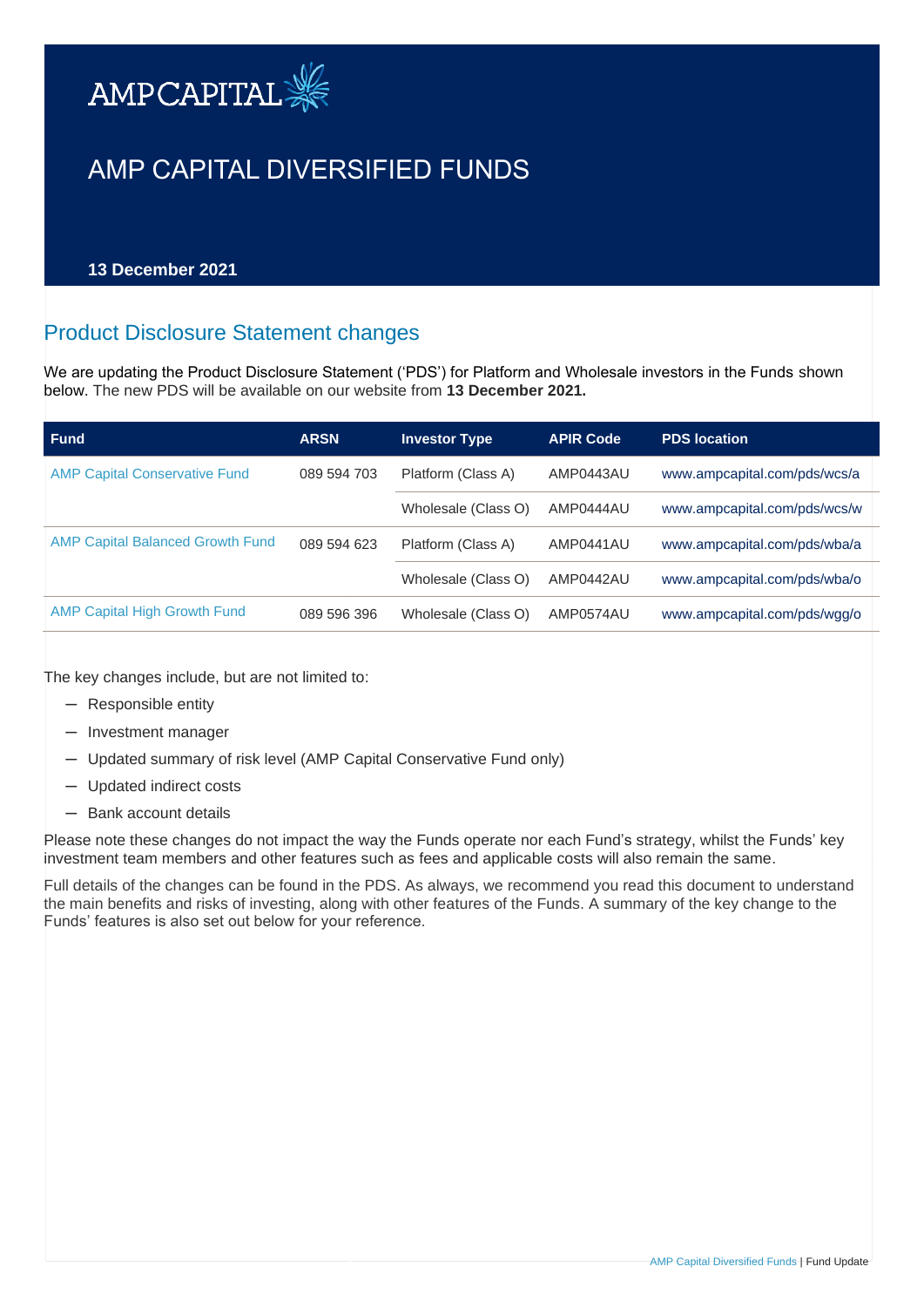AMPCAPITAL

# AMP CAPITAL DIVERSIFIED FUNDS

**13 December 2021**

## Product Disclosure Statement changes

We are updating the Product Disclosure Statement ('PDS') for Platform and Wholesale investors in the Funds shown below. The new PDS will be available on our website from **13 December 2021.**

| Fund | ARSN | Investor Type | APIR Code | PDS location |
|---|---|---|---|---|
| AMP Capital Conservative Fund | 089 594 703 | Platform (Class A) | AMP0443AU | www.ampcapital.com/pds/wcs/a |
| | | Wholesale (Class O) | AMP0444AU | www.ampcapital.com/pds/wcs/w |
| AMP Capital Balanced Growth Fund | 089 594 623 | Platform (Class A) | AMP0441AU | www.ampcapital.com/pds/wba/a |
| | | Wholesale (Class O) | AMP0442AU | www.ampcapital.com/pds/wba/o |
| AMP Capital High Growth Fund | 089 596 396 | Wholesale (Class O) | AMP0574AU | www.ampcapital.com/pds/wgg/o |

The key changes include, but are not limited to:

- Responsible entity
- Investment manager
- Updated summary of risk level (AMP Capital Conservative Fund only)
- Updated indirect costs
- Bank account details

Please note these changes do not impact the way the Funds operate nor each Fund's strategy, whilst the Funds' key investment team members and other features such as fees and applicable costs will also remain the same.

Full details of the changes can be found in the PDS. As always, we recommend you read this document to understand the main benefits and risks of investing, along with other features of the Funds. A summary of the key change to the Funds' features is also set out below for your reference.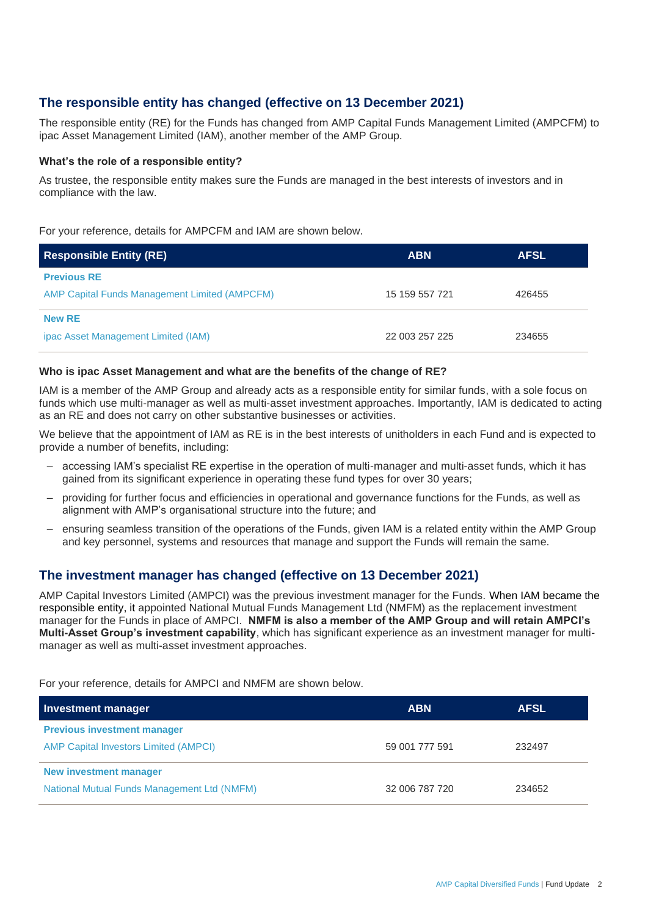## The responsible entity has changed (effective on 13 December 2021)

The responsible entity (RE) for the Funds has changed from AMP Capital Funds Management Limited (AMPCFM) to ipac Asset Management Limited (IAM), another member of the AMP Group.

### What's the role of a responsible entity?

As trustee, the responsible entity makes sure the Funds are managed in the best interests of investors and in compliance with the law.

For your reference, details for AMPCFM and IAM are shown below.

| Responsible Entity (RE) | ABN | AFSL |
|---|---|---|
| **Previous RE** | | |
| AMP Capital Funds Management Limited (AMPCFM) | 15 159 557 721 | 426455 |
| **New RE** | | |
| ipac Asset Management Limited (IAM) | 22 003 257 225 | 234655 |

### Who is ipac Asset Management and what are the benefits of the change of RE?

IAM is a member of the AMP Group and already acts as a responsible entity for similar funds, with a sole focus on funds which use multi-manager as well as multi-asset investment approaches. Importantly, IAM is dedicated to acting as an RE and does not carry on other substantive businesses or activities.

We believe that the appointment of IAM as RE is in the best interests of unitholders in each Fund and is expected to provide a number of benefits, including:

- accessing IAM's specialist RE expertise in the operation of multi-manager and multi-asset funds, which it has gained from its significant experience in operating these fund types for over 30 years;
- providing for further focus and efficiencies in operational and governance functions for the Funds, as well as alignment with AMP's organisational structure into the future; and
- ensuring seamless transition of the operations of the Funds, given IAM is a related entity within the AMP Group and key personnel, systems and resources that manage and support the Funds will remain the same.

## The investment manager has changed (effective on 13 December 2021)

AMP Capital Investors Limited (AMPCI) was the previous investment manager for the Funds. When IAM became the responsible entity, it appointed National Mutual Funds Management Ltd (NMFM) as the replacement investment manager for the Funds in place of AMPCI. **NMFM is also a member of the AMP Group and will retain AMPCI's Multi-Asset Group's investment capability**, which has significant experience as an investment manager for multi-manager as well as multi-asset investment approaches.

For your reference, details for AMPCI and NMFM are shown below.

| Investment manager | ABN | AFSL |
|---|---|---|
| **Previous investment manager** | | |
| AMP Capital Investors Limited (AMPCI) | 59 001 777 591 | 232497 |
| **New investment manager** | | |
| National Mutual Funds Management Ltd (NMFM) | 32 006 787 720 | 234652 |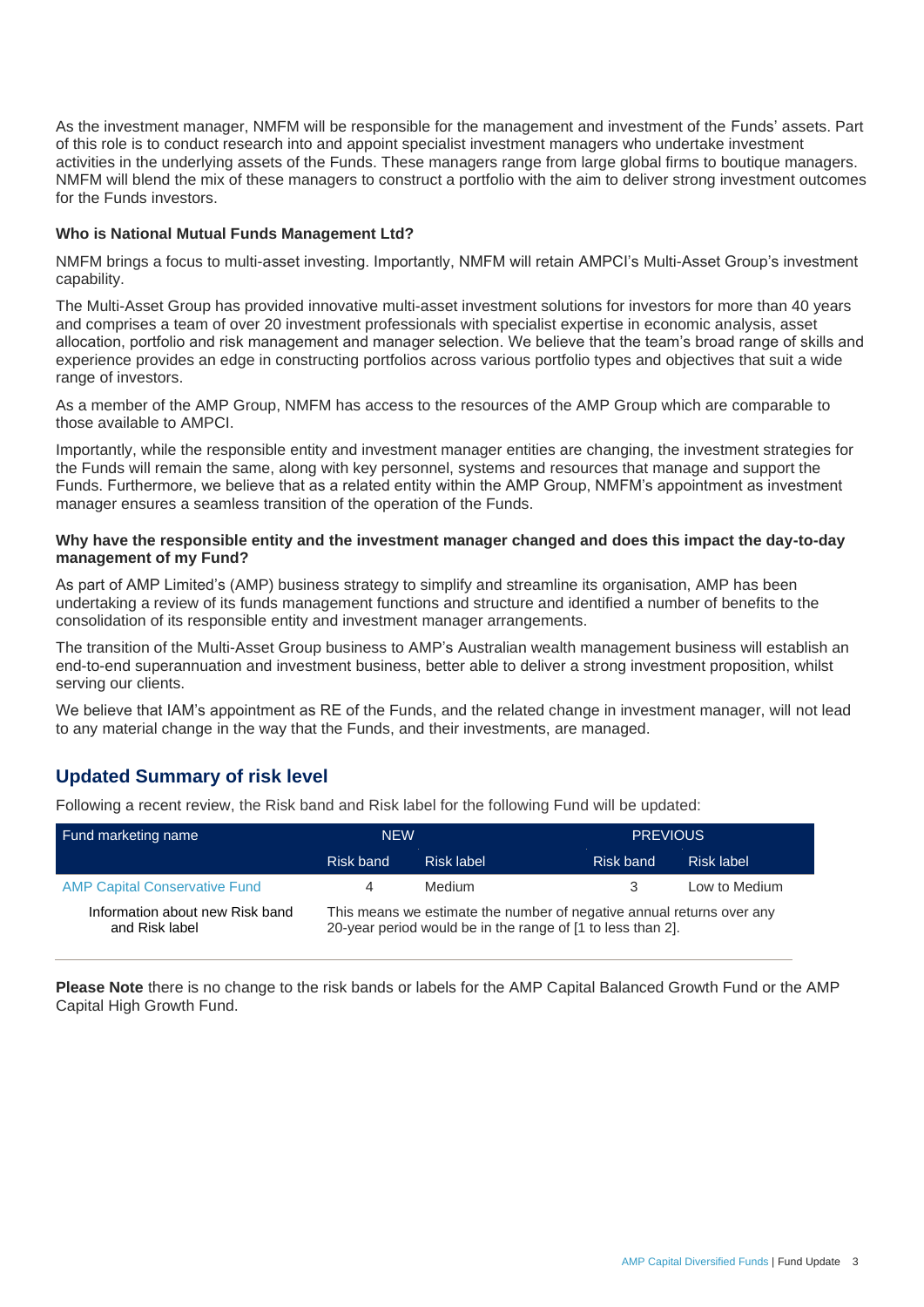As the investment manager, NMFM will be responsible for the management and investment of the Funds' assets. Part of this role is to conduct research into and appoint specialist investment managers who undertake investment activities in the underlying assets of the Funds. These managers range from large global firms to boutique managers. NMFM will blend the mix of these managers to construct a portfolio with the aim to deliver strong investment outcomes for the Funds investors.

**Who is National Mutual Funds Management Ltd?**

NMFM brings a focus to multi-asset investing. Importantly, NMFM will retain AMPCI's Multi-Asset Group's investment capability.

The Multi-Asset Group has provided innovative multi-asset investment solutions for investors for more than 40 years and comprises a team of over 20 investment professionals with specialist expertise in economic analysis, asset allocation, portfolio and risk management and manager selection. We believe that the team's broad range of skills and experience provides an edge in constructing portfolios across various portfolio types and objectives that suit a wide range of investors.

As a member of the AMP Group, NMFM has access to the resources of the AMP Group which are comparable to those available to AMPCI.

Importantly, while the responsible entity and investment manager entities are changing, the investment strategies for the Funds will remain the same, along with key personnel, systems and resources that manage and support the Funds. Furthermore, we believe that as a related entity within the AMP Group, NMFM's appointment as investment manager ensures a seamless transition of the operation of the Funds.

**Why have the responsible entity and the investment manager changed and does this impact the day-to-day management of my Fund?**

As part of AMP Limited's (AMP) business strategy to simplify and streamline its organisation, AMP has been undertaking a review of its funds management functions and structure and identified a number of benefits to the consolidation of its responsible entity and investment manager arrangements.

The transition of the Multi-Asset Group business to AMP's Australian wealth management business will establish an end-to-end superannuation and investment business, better able to deliver a strong investment proposition, whilst serving our clients.

We believe that IAM's appointment as RE of the Funds, and the related change in investment manager, will not lead to any material change in the way that the Funds, and their investments, are managed.

## Updated Summary of risk level

Following a recent review, the Risk band and Risk label for the following Fund will be updated:

| Fund marketing name | NEW | | PREVIOUS | |
|---|---|---|---|---|
| | Risk band | Risk label | Risk band | Risk label |
| AMP Capital Conservative Fund | 4 | Medium | 3 | Low to Medium |
| Information about new Risk band and Risk label | This means we estimate the number of negative annual returns over any 20-year period would be in the range of [1 to less than 2]. | | | |

**Please Note** there is no change to the risk bands or labels for the AMP Capital Balanced Growth Fund or the AMP Capital High Growth Fund.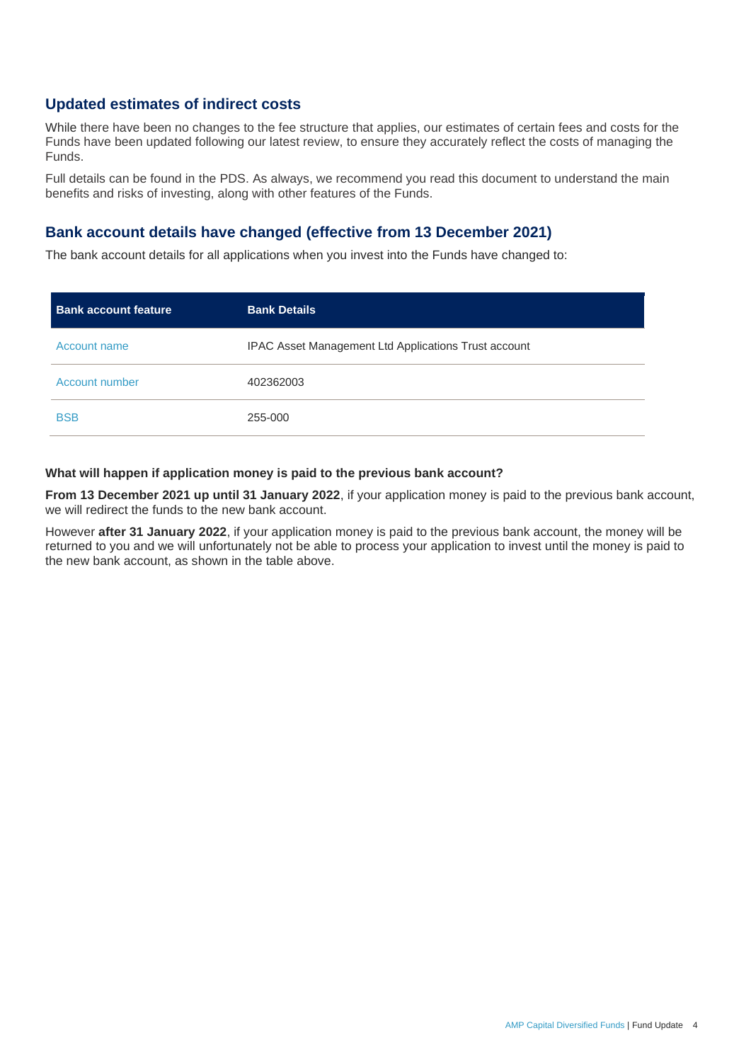## Updated estimates of indirect costs

While there have been no changes to the fee structure that applies, our estimates of certain fees and costs for the Funds have been updated following our latest review, to ensure they accurately reflect the costs of managing the Funds.

Full details can be found in the PDS. As always, we recommend you read this document to understand the main benefits and risks of investing, along with other features of the Funds.

## Bank account details have changed (effective from 13 December 2021)

The bank account details for all applications when you invest into the Funds have changed to:

| Bank account feature | Bank Details |
| --- | --- |
| Account name | IPAC Asset Management Ltd Applications Trust account |
| Account number | 402362003 |
| BSB | 255-000 |

**What will happen if application money is paid to the previous bank account?**

**From 13 December 2021 up until 31 January 2022**, if your application money is paid to the previous bank account, we will redirect the funds to the new bank account.

However **after 31 January 2022**, if your application money is paid to the previous bank account, the money will be returned to you and we will unfortunately not be able to process your application to invest until the money is paid to the new bank account, as shown in the table above.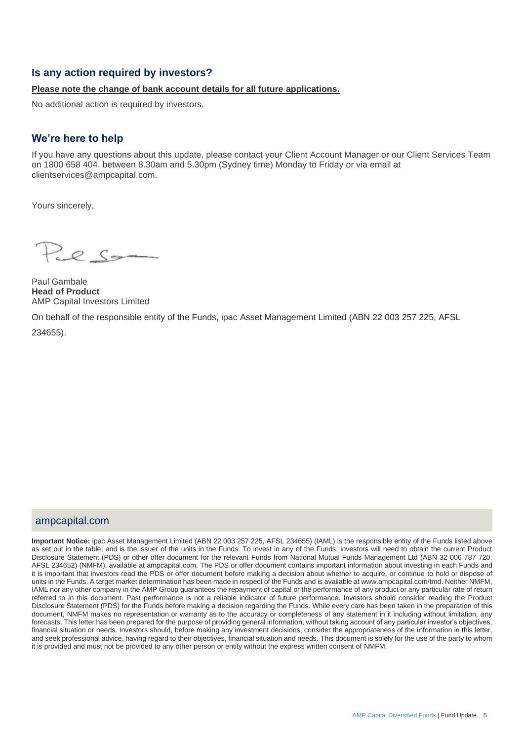## Is any action required by investors?

**Please note the change of bank account details for all future applications.**

No additional action is required by investors.

## We're here to help

If you have any questions about this update, please contact your Client Account Manager or our Client Services Team on 1800 658 404, between 8.30am and 5.30pm (Sydney time) Monday to Friday or via email at clientservices@ampcapital.com.

Yours sincerely,

Paul Gambale
**Head of Product**
AMP Capital Investors Limited

On behalf of the responsible entity of the Funds, ipac Asset Management Limited (ABN 22 003 257 225, AFSL 234655).

ampcapital.com

**Important Notice:** ipac Asset Management Limited (ABN 22 003 257 225, AFSL 234655) (IAML) is the responsible entity of the Funds listed above as set out in the table, and is the issuer of the units in the Funds. To invest in any of the Funds, investors will need to obtain the current Product Disclosure Statement (PDS) or other offer document for the relevant Funds from National Mutual Funds Management Ltd (ABN 32 006 787 720, AFSL 234652) (NMFM), available at ampcapital.com. The PDS or offer document contains important information about investing in each Funds and it is important that investors read the PDS or offer document before making a decision about whether to acquire, or continue to hold or dispose of units in the Funds. A target market determination has been made in respect of the Funds and is available at www.ampcapital.com/tmd. Neither NMFM, IAML nor any other company in the AMP Group guarantees the repayment of capital or the performance of any product or any particular rate of return referred to in this document. Past performance is not a reliable indicator of future performance. Investors should consider reading the Product Disclosure Statement (PDS) for the Funds before making a decision regarding the Funds. While every care has been taken in the preparation of this document, NMFM makes no representation or warranty as to the accuracy or completeness of any statement in it including without limitation, any forecasts. This letter has been prepared for the purpose of providing general information, without taking account of any particular investor's objectives, financial situation or needs. Investors should, before making any investment decisions, consider the appropriateness of the information in this letter, and seek professional advice, having regard to their objectives, financial situation and needs. This document is solely for the use of the party to whom it is provided and must not be provided to any other person or entity without the express written consent of NMFM.